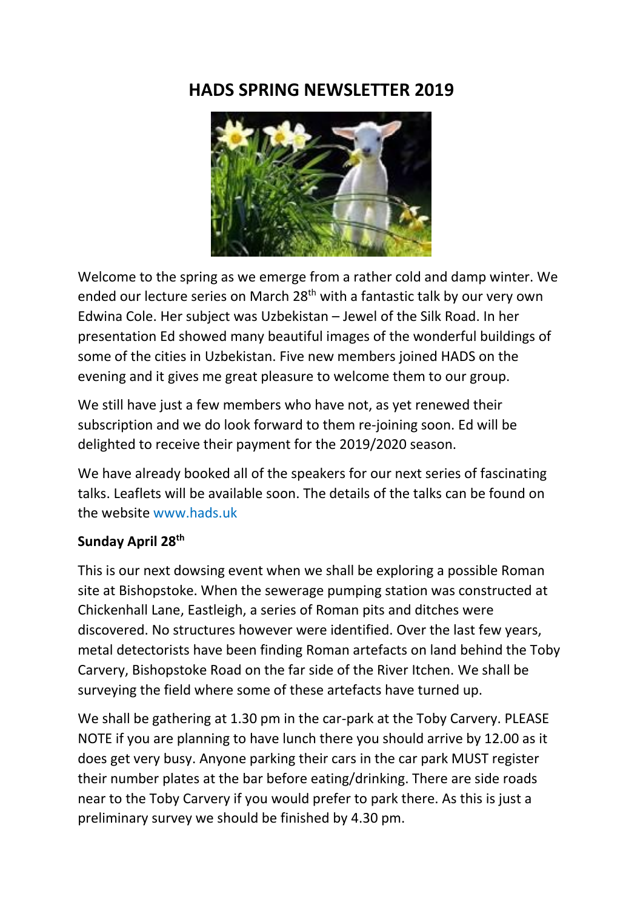# HADS SPRING NEWSLETTER 2019

Welcome to the spring as we emerge from a rather cold and damp winter. We ended our lecture series on March 28th with a fantastic talk by our very own Edwina Cole. Her subject was Uzbekistan – Jewel of the Silk Road. In her presentation Ed showed many beautiful images of the wonderful buildings of some of the cities in Uzbekistan. Five new members joined HADS on the evening and it gives me great pleasure to welcome them to our group.

We still have just a few members who have not, as yet renewed their subscription and we do look forward to them re-joining soon. Ed will be delighted to receive their payment for the 2019/2020 season.

We have already booked all of the speakers for our next series of fascinating talks. Leaflets will be available soon. The details of the talks can be found on the website www.hads.uk

**Sunday April 28th**

This is our next dowsing event when we shall be exploring a possible Roman site at Bishopstoke. When the sewerage pumping station was constructed at Chickenhall Lane, Eastleigh, a series of Roman pits and ditches were discovered. No structures however were identified. Over the last few years, metal detectorists have been finding Roman artefacts on land behind the Toby Carvery, Bishopstoke Road on the far side of the River Itchen. We shall be surveying the field where some of these artefacts have turned up.

We shall be gathering at 1.30 pm in the car-park at the Toby Carvery. PLEASE NOTE if you are planning to have lunch there you should arrive by 12.00 as it does get very busy. Anyone parking their cars in the car park MUST register their number plates at the bar before eating/drinking. There are side roads near to the Toby Carvery if you would prefer to park there. As this is just a preliminary survey we should be finished by 4.30 pm.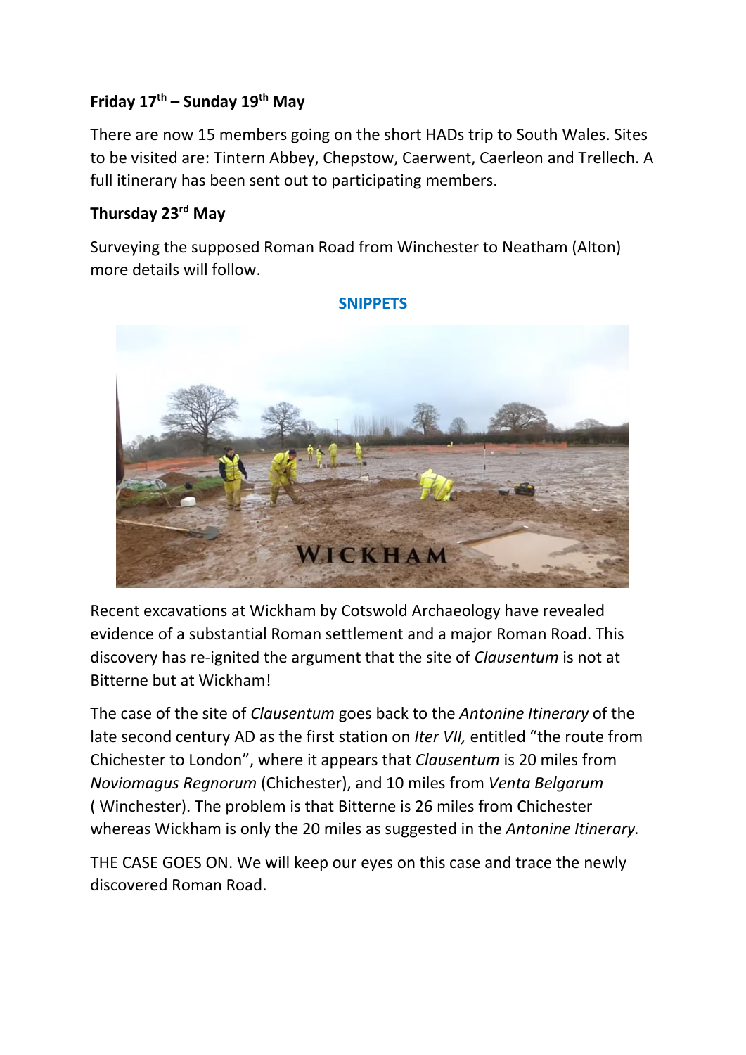**Friday 17th – Sunday 19th May**

There are now 15 members going on the short HADs trip to South Wales. Sites to be visited are: Tintern Abbey, Chepstow, Caerwent, Caerleon and Trellech. A full itinerary has been sent out to participating members.

**Thursday 23rd May**

Surveying the supposed Roman Road from Winchester to Neatham (Alton) more details will follow.

## SNIPPETS

Recent excavations at Wickham by Cotswold Archaeology have revealed evidence of a substantial Roman settlement and a major Roman Road. This discovery has re-ignited the argument that the site of *Clausentum* is not at Bitterne but at Wickham!

The case of the site of *Clausentum* goes back to the *Antonine Itinerary* of the late second century AD as the first station on *Iter VII,* entitled "the route from Chichester to London", where it appears that *Clausentum* is 20 miles from *Noviomagus Regnorum* (Chichester), and 10 miles from *Venta Belgarum* ( Winchester). The problem is that Bitterne is 26 miles from Chichester whereas Wickham is only the 20 miles as suggested in the *Antonine Itinerary.*

THE CASE GOES ON. We will keep our eyes on this case and trace the newly discovered Roman Road.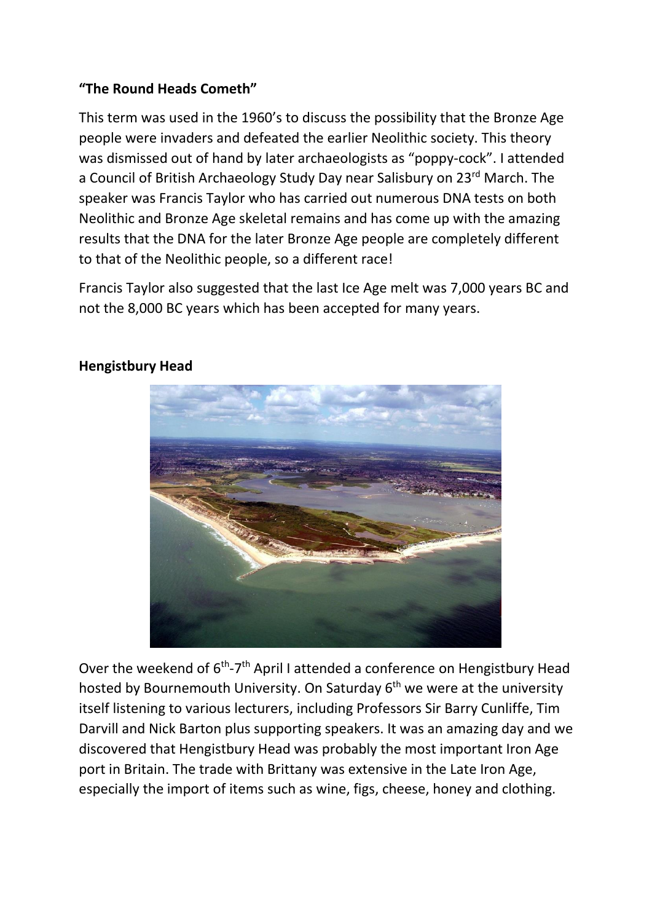**“The Round Heads Cometh”**

This term was used in the 1960’s to discuss the possibility that the Bronze Age people were invaders and defeated the earlier Neolithic society. This theory was dismissed out of hand by later archaeologists as “poppy-cock”. I attended a Council of British Archaeology Study Day near Salisbury on 23rd March. The speaker was Francis Taylor who has carried out numerous DNA tests on both Neolithic and Bronze Age skeletal remains and has come up with the amazing results that the DNA for the later Bronze Age people are completely different to that of the Neolithic people, so a different race!

Francis Taylor also suggested that the last Ice Age melt was 7,000 years BC and not the 8,000 BC years which has been accepted for many years.

**Hengistbury Head**

Over the weekend of 6th-7th April I attended a conference on Hengistbury Head hosted by Bournemouth University. On Saturday 6th we were at the university itself listening to various lecturers, including Professors Sir Barry Cunliffe, Tim Darvill and Nick Barton plus supporting speakers. It was an amazing day and we discovered that Hengistbury Head was probably the most important Iron Age port in Britain. The trade with Brittany was extensive in the Late Iron Age, especially the import of items such as wine, figs, cheese, honey and clothing.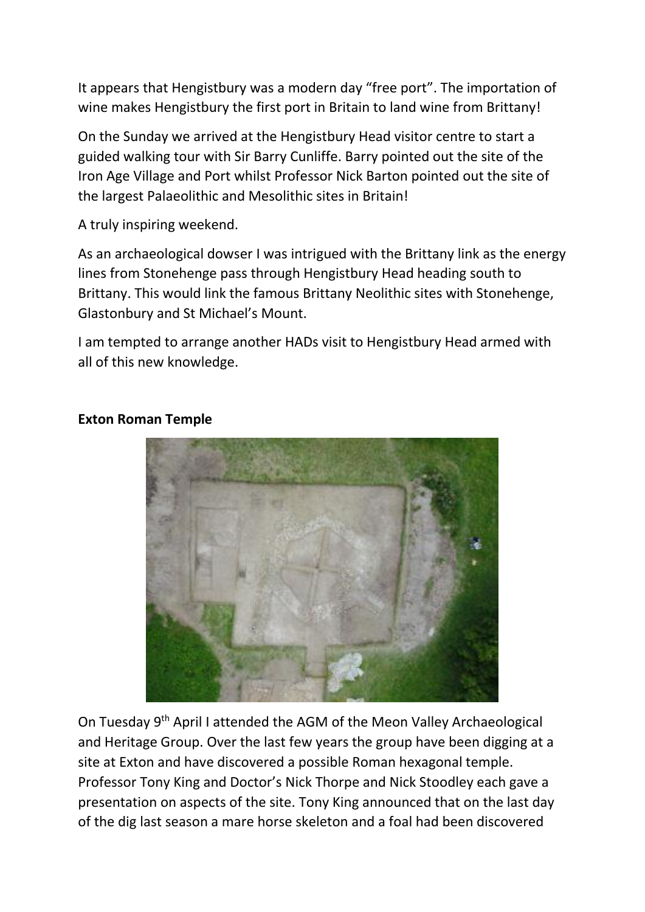It appears that Hengistbury was a modern day "free port". The importation of wine makes Hengistbury the first port in Britain to land wine from Brittany!

On the Sunday we arrived at the Hengistbury Head visitor centre to start a guided walking tour with Sir Barry Cunliffe. Barry pointed out the site of the Iron Age Village and Port whilst Professor Nick Barton pointed out the site of the largest Palaeolithic and Mesolithic sites in Britain!

A truly inspiring weekend.

As an archaeological dowser I was intrigued with the Brittany link as the energy lines from Stonehenge pass through Hengistbury Head heading south to Brittany. This would link the famous Brittany Neolithic sites with Stonehenge, Glastonbury and St Michael's Mount.

I am tempted to arrange another HADs visit to Hengistbury Head armed with all of this new knowledge.

**Exton Roman Temple**

On Tuesday 9th April I attended the AGM of the Meon Valley Archaeological and Heritage Group. Over the last few years the group have been digging at a site at Exton and have discovered a possible Roman hexagonal temple. Professor Tony King and Doctor's Nick Thorpe and Nick Stoodley each gave a presentation on aspects of the site. Tony King announced that on the last day of the dig last season a mare horse skeleton and a foal had been discovered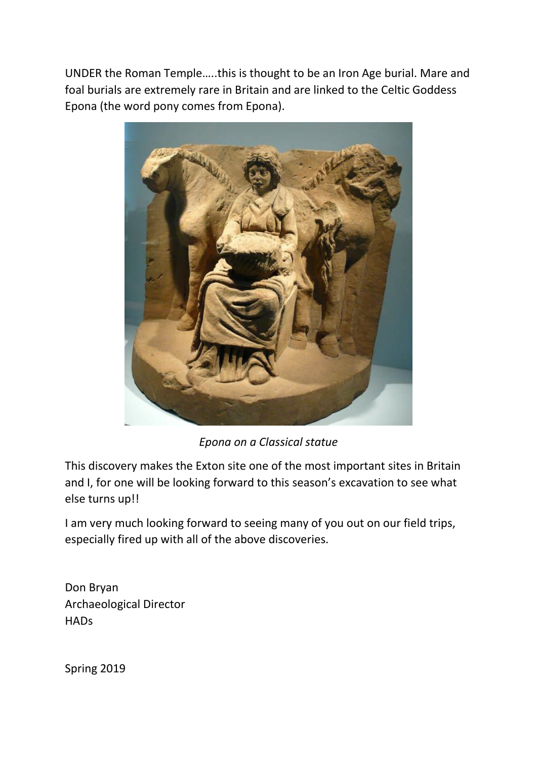UNDER the Roman Temple…..this is thought to be an Iron Age burial. Mare and foal burials are extremely rare in Britain and are linked to the Celtic Goddess Epona (the word pony comes from Epona).

*Epona on a Classical statue*

This discovery makes the Exton site one of the most important sites in Britain and I, for one will be looking forward to this season's excavation to see what else turns up!!

I am very much looking forward to seeing many of you out on our field trips, especially fired up with all of the above discoveries.

Don Bryan
Archaeological Director
HADs

Spring 2019